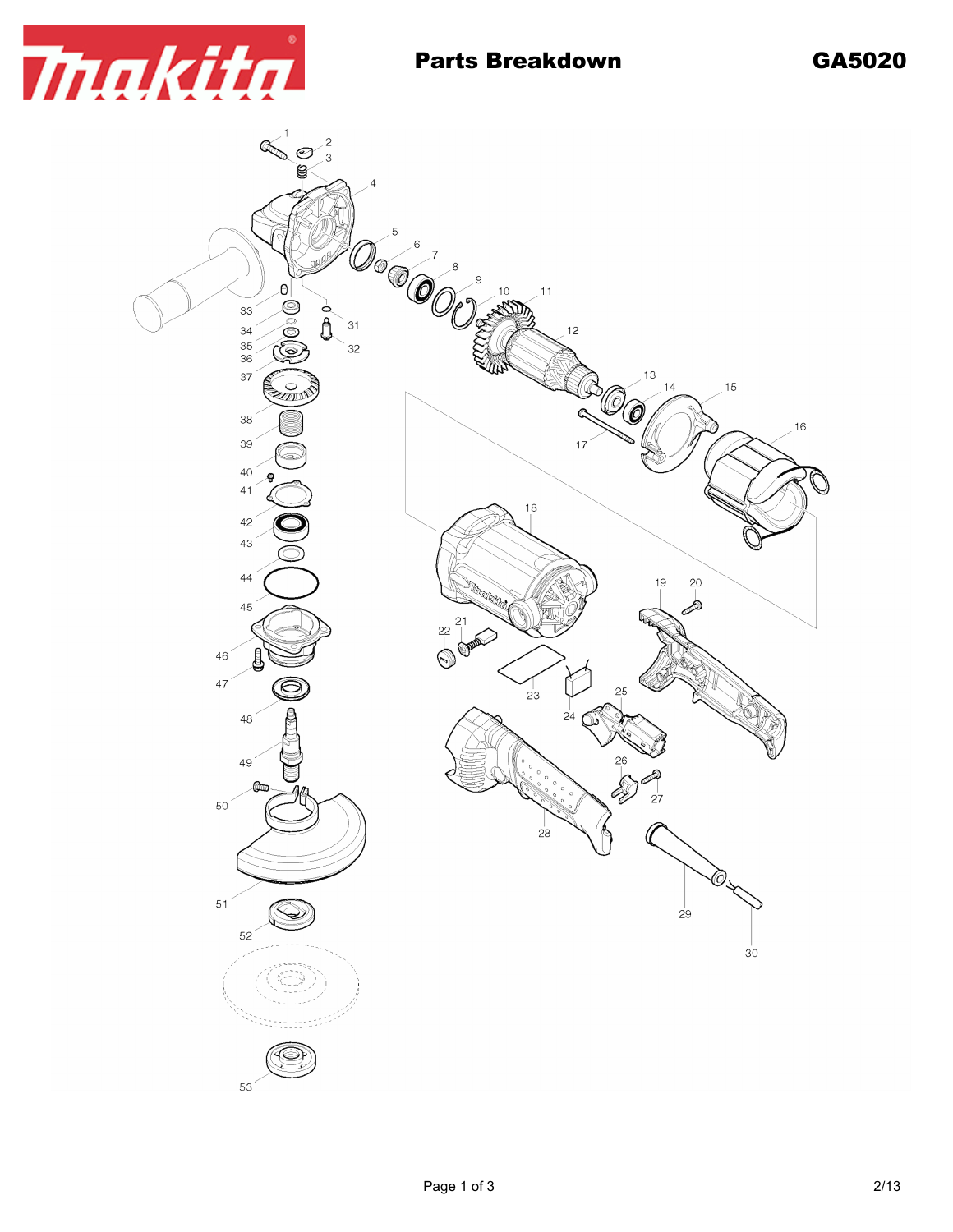# Parts Breakdown

## GA5020

1 2 3 4 5 6 7 8 9 10 11 12 13 14 15 16 17 18 19 20 21 22 23 24 25 26 27 28 29 30 31 32 33 34 35 36 37 38 39 40 41 42 43 44 45 46 47 48 49 50 51 52 53

2/13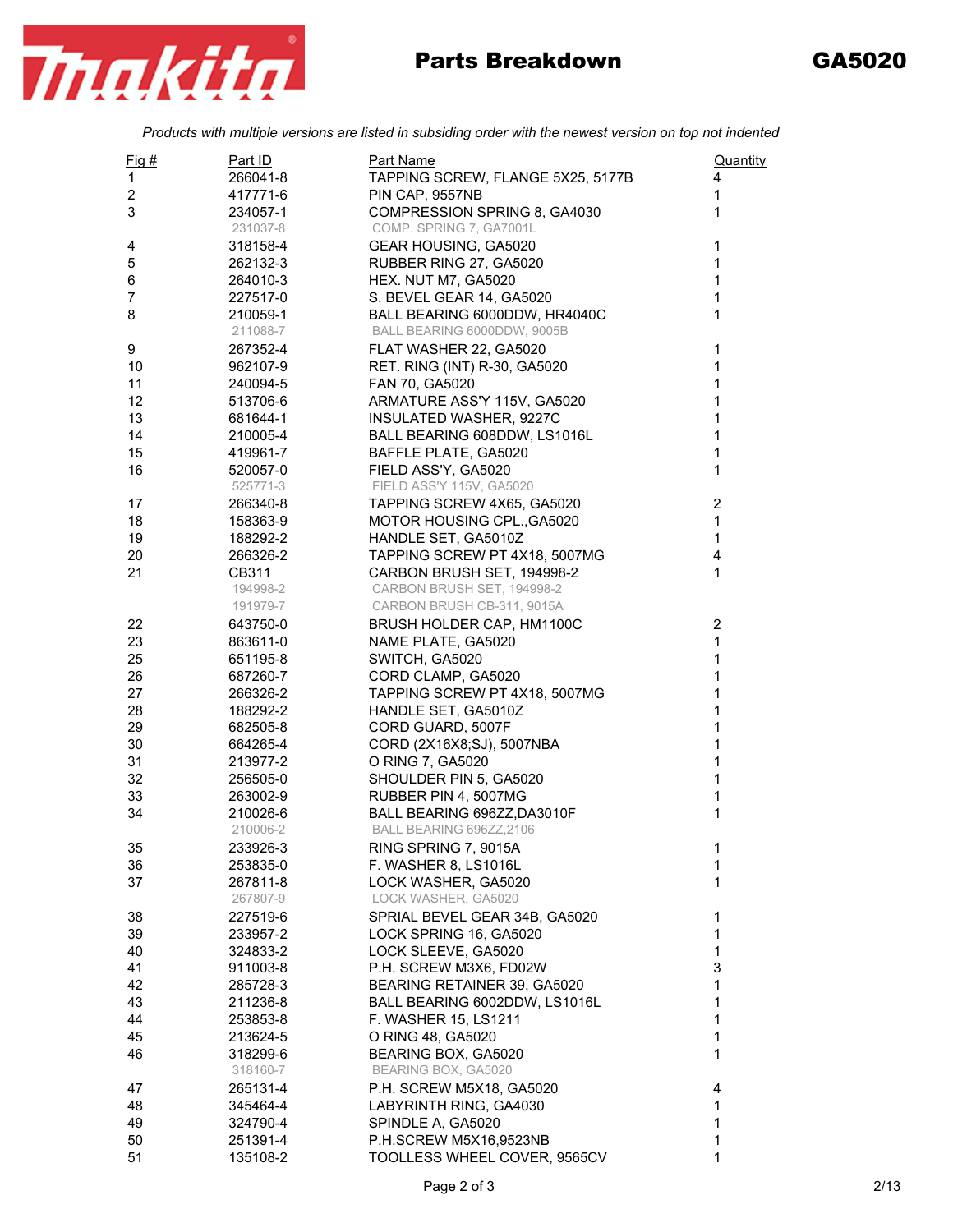# Parts Breakdown GA5020

*Products with multiple versions are listed in subsiding order with the newest version on top not indented*

| Fig # | Part ID | Part Name | Quantity |
|---|---|---|---|
| 1 | 266041-8 | TAPPING SCREW, FLANGE 5X25, 5177B | 4 |
| 2 | 417771-6 | PIN CAP, 9557NB | 1 |
| 3 | 234057-1 | COMPRESSION SPRING 8, GA4030 | 1 |
| | 231037-8 | COMP. SPRING 7, GA7001L | |
| 4 | 318158-4 | GEAR HOUSING, GA5020 | 1 |
| 5 | 262132-3 | RUBBER RING 27, GA5020 | 1 |
| 6 | 264010-3 | HEX. NUT M7, GA5020 | 1 |
| 7 | 227517-0 | S. BEVEL GEAR 14, GA5020 | 1 |
| 8 | 210059-1 | BALL BEARING 6000DDW, HR4040C | 1 |
| | 211088-7 | BALL BEARING 6000DDW, 9005B | |
| 9 | 267352-4 | FLAT WASHER 22, GA5020 | 1 |
| 10 | 962107-9 | RET. RING (INT) R-30, GA5020 | 1 |
| 11 | 240094-5 | FAN 70, GA5020 | 1 |
| 12 | 513706-6 | ARMATURE ASS'Y 115V, GA5020 | 1 |
| 13 | 681644-1 | INSULATED WASHER, 9227C | 1 |
| 14 | 210005-4 | BALL BEARING 608DDW, LS1016L | 1 |
| 15 | 419961-7 | BAFFLE PLATE, GA5020 | 1 |
| 16 | 520057-0 | FIELD ASS'Y, GA5020 | 1 |
| | 525771-3 | FIELD ASS'Y 115V, GA5020 | |
| 17 | 266340-8 | TAPPING SCREW 4X65, GA5020 | 2 |
| 18 | 158363-9 | MOTOR HOUSING CPL.,GA5020 | 1 |
| 19 | 188292-2 | HANDLE SET, GA5010Z | 1 |
| 20 | 266326-2 | TAPPING SCREW PT 4X18, 5007MG | 4 |
| 21 | CB311 | CARBON BRUSH SET, 194998-2 | 1 |
| | 194998-2 | CARBON BRUSH SET, 194998-2 | |
| | 191979-7 | CARBON BRUSH CB-311, 9015A | |
| 22 | 643750-0 | BRUSH HOLDER CAP, HM1100C | 2 |
| 23 | 863611-0 | NAME PLATE, GA5020 | 1 |
| 25 | 651195-8 | SWITCH, GA5020 | 1 |
| 26 | 687260-7 | CORD CLAMP, GA5020 | 1 |
| 27 | 266326-2 | TAPPING SCREW PT 4X18, 5007MG | 1 |
| 28 | 188292-2 | HANDLE SET, GA5010Z | 1 |
| 29 | 682505-8 | CORD GUARD, 5007F | 1 |
| 30 | 664265-4 | CORD (2X16X8;SJ), 5007NBA | 1 |
| 31 | 213977-2 | O RING 7, GA5020 | 1 |
| 32 | 256505-0 | SHOULDER PIN 5, GA5020 | 1 |
| 33 | 263002-9 | RUBBER PIN 4, 5007MG | 1 |
| 34 | 210026-6 | BALL BEARING 696ZZ,DA3010F | 1 |
| | 210006-2 | BALL BEARING 696ZZ,2106 | |
| 35 | 233926-3 | RING SPRING 7, 9015A | 1 |
| 36 | 253835-0 | F. WASHER 8, LS1016L | 1 |
| 37 | 267811-8 | LOCK WASHER, GA5020 | 1 |
| | 267807-9 | LOCK WASHER, GA5020 | |
| 38 | 227519-6 | SPRIAL BEVEL GEAR 34B, GA5020 | 1 |
| 39 | 233957-2 | LOCK SPRING 16, GA5020 | 1 |
| 40 | 324833-2 | LOCK SLEEVE, GA5020 | 1 |
| 41 | 911003-8 | P.H. SCREW M3X6, FD02W | 3 |
| 42 | 285728-3 | BEARING RETAINER 39, GA5020 | 1 |
| 43 | 211236-8 | BALL BEARING 6002DDW, LS1016L | 1 |
| 44 | 253853-8 | F. WASHER 15, LS1211 | 1 |
| 45 | 213624-5 | O RING 48, GA5020 | 1 |
| 46 | 318299-6 | BEARING BOX, GA5020 | 1 |
| | 318160-7 | BEARING BOX, GA5020 | |
| 47 | 265131-4 | P.H. SCREW M5X18, GA5020 | 4 |
| 48 | 345464-4 | LABYRINTH RING, GA4030 | 1 |
| 49 | 324790-4 | SPINDLE A, GA5020 | 1 |
| 50 | 251391-4 | P.H.SCREW M5X16,9523NB | 1 |
| 51 | 135108-2 | TOOLLESS WHEEL COVER, 9565CV | 1 |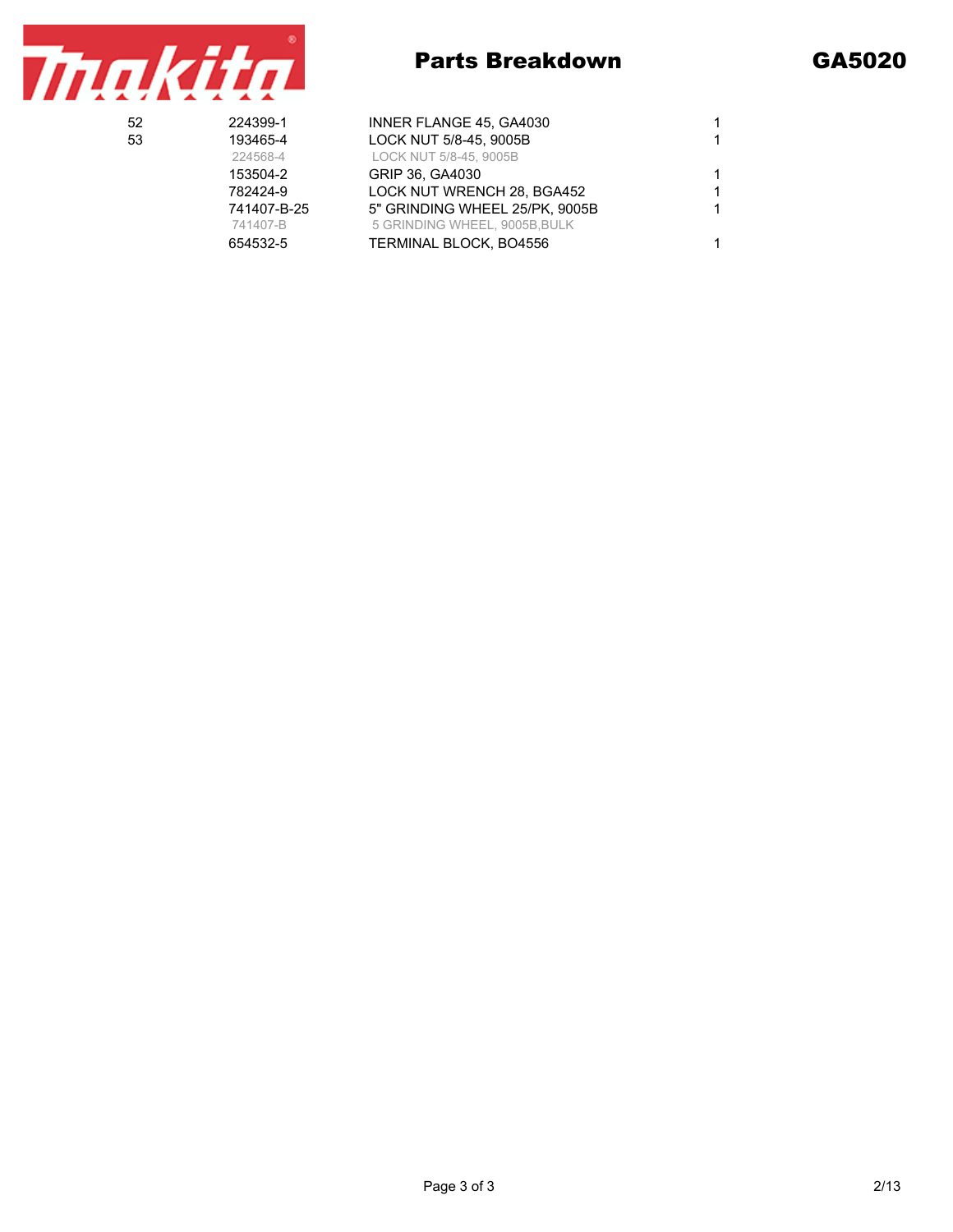# Parts Breakdown

## GA5020

| | | | |
|---|---|---|---|
| 52 | 224399-1 | INNER FLANGE 45, GA4030 | 1 |
| 53 | 193465-4 | LOCK NUT 5/8-45, 9005B | 1 |
| | 224568-4 | LOCK NUT 5/8-45, 9005B | |
| | 153504-2 | GRIP 36, GA4030 | 1 |
| | 782424-9 | LOCK NUT WRENCH 28, BGA452 | 1 |
| | 741407-B-25 | 5" GRINDING WHEEL 25/PK, 9005B | 1 |
| | 741407-B | 5 GRINDING WHEEL, 9005B,BULK | |
| | 654532-5 | TERMINAL BLOCK, BO4556 | 1 |